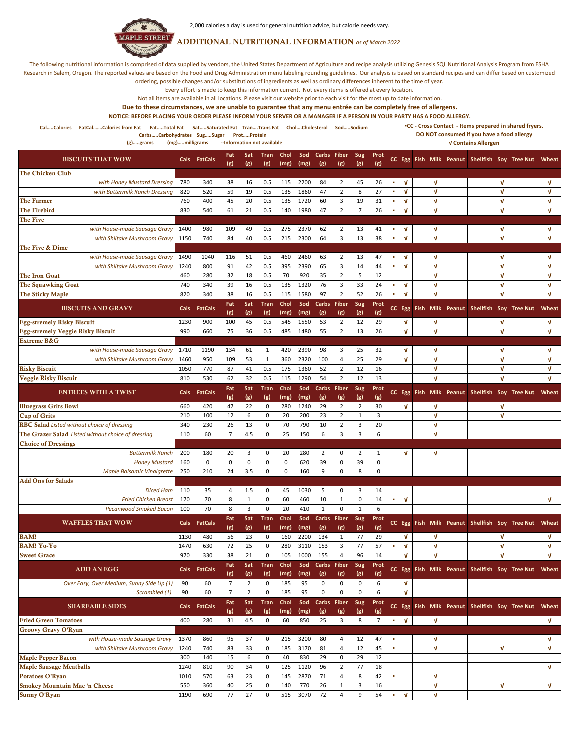2,000 calories a day is used for general nutrition advice, but calorie needs vary.

MAPLE STREET BISCUIT COMPANY EST. 2012

## ADDITIONAL NUTRITIONAL INFORMATION *as of March 2022*

The following nutritional information is comprised of data supplied by vendors, the United States Department of Agriculture and recipe analysis utilizing Genesis SQL Nutritional Analysis Program from ESHA Research in Salem, Oregon. The reported values are based on the Food and Drug Administration menu labeling rounding guidelines. Our analysis is based on standard recipes and can differ based on customized ordering, possible changes and/or substitutions of ingredients as well as ordinary differences inherent to the time of year.

Every effort is made to keep this information current. Not every items is offered at every location.

Not all items are available in all locations. Please visit our website prior to each visit for the most up to date information.

**Due to these circumstances, we are unable to guarantee that any menu entrée can be completely free of allergens.**

**NOTICE: BEFORE PLACING YOUR ORDER PLEASE INFORM YOUR SERVER OR A MANAGER IF A PERSON IN YOUR PARTY HAS A FOOD ALLERGY.**

Cal.....Calories FatCal.......Calories from Fat Fat.....Total Fat Sat.....Saturated Fat Tran....Trans Fat Chol....Cholesterol Sod.....Sodium Carbs.....Carbohydrates Sug.....Sugar Prot.....Protein (g).....grams (mg).....milligrams --Information not available

▪CC - Cross Contact - Items prepared in shared fryers. DO NOT consumed if you have a food allergy

√ Contains Allergen

| BISCUITS THAT WOW | Cals | FatCals | Fat (g) | Sat (g) | Tran (g) | Chol (mg) | Sod (mg) | Carbs (g) | Fiber (g) | Sug (g) | Prot (g) | CC | Egg | Fish | Milk | Peanut | Shellfish | Soy | Tree Nut | Wheat |
|---|---|---|---|---|---|---|---|---|---|---|---|---|---|---|---|---|---|---|---|---|
| **The Chicken Club** | | | | | | | | | | | | | | | | | | | | |
| *with Honey Mustard Dressing* | 780 | 340 | 38 | 16 | 0.5 | 115 | 2200 | 84 | 2 | 45 | 26 | ▪ | √ | | √ | | | √ | | √ |
| *with Buttermilk Ranch Dressing* | 820 | 520 | 59 | 19 | 0.5 | 135 | 1860 | 47 | 2 | 8 | 27 | ▪ | √ | | √ | | | √ | | √ |
| **The Farmer** | 760 | 400 | 45 | 20 | 0.5 | 135 | 1720 | 60 | 3 | 19 | 31 | ▪ | √ | | √ | | | √ | | √ |
| **The Firebird** | 830 | 540 | 61 | 21 | 0.5 | 140 | 1980 | 47 | 2 | 7 | 26 | ▪ | √ | | √ | | | √ | | √ |
| **The Five** | | | | | | | | | | | | | | | | | | | | |
| *with House-made Sausage Gravy* | 1400 | 980 | 109 | 49 | 0.5 | 275 | 2370 | 62 | 2 | 13 | 41 | ▪ | √ | | √ | | | √ | | √ |
| *with Shiitake Mushroom Gravy* | 1150 | 740 | 84 | 40 | 0.5 | 215 | 2300 | 64 | 3 | 13 | 38 | ▪ | √ | | √ | | | √ | | √ |
| **The Five & Dime** | | | | | | | | | | | | | | | | | | | | |
| *with House-made Sausage Gravy* | 1490 | 1040 | 116 | 51 | 0.5 | 460 | 2460 | 63 | 2 | 13 | 47 | ▪ | √ | | √ | | | √ | | √ |
| *with Shiitake Mushroom Gravy* | 1240 | 800 | 91 | 42 | 0.5 | 395 | 2390 | 65 | 3 | 14 | 44 | ▪ | √ | | √ | | | √ | | √ |
| **The Iron Goat** | 460 | 280 | 32 | 18 | 0.5 | 70 | 920 | 35 | 2 | 5 | 12 | | | | √ | | | √ | | √ |
| **The Squawking Goat** | 740 | 340 | 39 | 16 | 0.5 | 135 | 1320 | 76 | 3 | 33 | 24 | ▪ | √ | | √ | | | √ | | √ |
| **The Sticky Maple** | 820 | 340 | 38 | 16 | 0.5 | 115 | 1580 | 97 | 2 | 52 | 26 | ▪ | √ | | √ | | | √ | | √ |
| **BISCUITS AND GRAVY** | **Cals** | **FatCals** | **Fat (g)** | **Sat (g)** | **Tran (g)** | **Chol (mg)** | **Sod (mg)** | **Carbs (g)** | **Fiber (g)** | **Sug (g)** | **Prot (g)** | **CC** | **Egg** | **Fish** | **Milk** | **Peanut** | **Shellfish** | **Soy** | **Tree Nut** | **Wheat** |
| **Egg-stremely Risky Biscuit** | 1230 | 900 | 100 | 45 | 0.5 | 545 | 1550 | 53 | 2 | 12 | 29 | | √ | | √ | | | √ | | √ |
| **Egg-stremely Veggie Risky Biscuit** | 990 | 660 | 75 | 36 | 0.5 | 485 | 1480 | 55 | 2 | 13 | 26 | | √ | | √ | | | √ | | √ |
| **Extreme B&G** | | | | | | | | | | | | | | | | | | | | |
| *with House-made Sausage Gravy* | 1710 | 1190 | 134 | 61 | 1 | 420 | 2390 | 98 | 3 | 25 | 32 | | √ | | √ | | | √ | | √ |
| *with Shiitake Mushroom Gravy* | 1460 | 950 | 109 | 53 | 1 | 360 | 2320 | 100 | 4 | 25 | 29 | | √ | | √ | | | √ | | √ |
| **Risky Biscuit** | 1050 | 770 | 87 | 41 | 0.5 | 175 | 1360 | 52 | 2 | 12 | 16 | | | | √ | | | √ | | √ |
| **Veggie Risky Biscuit** | 810 | 530 | 62 | 32 | 0.5 | 115 | 1290 | 54 | 2 | 12 | 13 | | | | √ | | | √ | | √ |
| **ENTREES WITH A TWIST** | **Cals** | **FatCals** | **Fat (g)** | **Sat (g)** | **Tran (g)** | **Chol (mg)** | **Sod (mg)** | **Carbs (g)** | **Fiber (g)** | **Sug (g)** | **Prot (g)** | **CC** | **Egg** | **Fish** | **Milk** | **Peanut** | **Shellfish** | **Soy** | **Tree Nut** | **Wheat** |
| **Bluegrass Grits Bowl** | 660 | 420 | 47 | 22 | 0 | 280 | 1240 | 29 | 2 | 2 | 30 | | √ | | √ | | | √ | | |
| **Cup of Grits** | 210 | 100 | 12 | 6 | 0 | 20 | 200 | 23 | 2 | 1 | 3 | | | | √ | | | √ | | |
| **RBC Salad** *Listed without choice of dressing* | 340 | 230 | 26 | 13 | 0 | 70 | 790 | 10 | 2 | 3 | 20 | | | | √ | | | | | |
| **The Grazer Salad** *Listed without choice of dressing* | 110 | 60 | 7 | 4.5 | 0 | 25 | 150 | 6 | 3 | 3 | 6 | | | | √ | | | | | |
| **Choice of Dressings** | | | | | | | | | | | | | | | | | | | | |
| *Buttermilk Ranch* | 200 | 180 | 20 | 3 | 0 | 20 | 280 | 2 | 0 | 2 | 1 | | √ | | √ | | | | | |
| *Honey Mustard* | 160 | 0 | 0 | 0 | 0 | 0 | 620 | 39 | 0 | 39 | 0 | | | | | | | | | |
| *Maple Balsamic Vinaigrette* | 250 | 210 | 24 | 3.5 | 0 | 0 | 160 | 9 | 0 | 8 | 0 | | | | | | | | | |
| **Add Ons for Salads** | | | | | | | | | | | | | | | | | | | | |
| *Diced Ham* | 110 | 35 | 4 | 1.5 | 0 | 45 | 1030 | 5 | 0 | 3 | 14 | | | | | | | | | |
| *Fried Chicken Breast* | 170 | 70 | 8 | 1 | 0 | 60 | 460 | 10 | 1 | 0 | 14 | ▪ | √ | | | | | | | √ |
| *Pecanwood Smoked Bacon* | 100 | 70 | 8 | 3 | 0 | 20 | 410 | 1 | 0 | 1 | 6 | | | | | | | | | |
| **WAFFLES THAT WOW** | **Cals** | **FatCals** | **Fat (g)** | **Sat (g)** | **Tran (g)** | **Chol (mg)** | **Sod (mg)** | **Carbs (g)** | **Fiber (g)** | **Sug (g)** | **Prot (g)** | **CC** | **Egg** | **Fish** | **Milk** | **Peanut** | **Shellfish** | **Soy** | **Tree Nut** | **Wheat** |
| **BAM!** | 1130 | 480 | 56 | 23 | 0 | 160 | 2200 | 134 | 1 | 77 | 29 | | √ | | √ | | | √ | | √ |
| **BAM! Yo-Yo** | 1470 | 630 | 72 | 25 | 0 | 280 | 3110 | 153 | 3 | 77 | 57 | ▪ | √ | | √ | | | √ | | √ |
| **Sweet Grace** | 970 | 330 | 38 | 21 | 0 | 105 | 1000 | 155 | 4 | 96 | 14 | | √ | | √ | | | √ | | √ |
| **ADD AN EGG** | **Cals** | **FatCals** | **Fat (g)** | **Sat (g)** | **Tran (g)** | **Chol (mg)** | **Sod (mg)** | **Carbs (g)** | **Fiber (g)** | **Sug (g)** | **Prot (g)** | **CC** | **Egg** | **Fish** | **Milk** | **Peanut** | **Shellfish** | **Soy** | **Tree Nut** | **Wheat** |
| *Over Easy, Over Medium, Sunny Side Up (1)* | 90 | 60 | 7 | 2 | 0 | 185 | 95 | 0 | 0 | 0 | 6 | | √ | | | | | | | |
| *Scrambled (1)* | 90 | 60 | 7 | 2 | 0 | 185 | 95 | 0 | 0 | 0 | 6 | | √ | | | | | | | |
| **SHAREABLE SIDES** | **Cals** | **FatCals** | **Fat (g)** | **Sat (g)** | **Tran (g)** | **Chol (mg)** | **Sod (mg)** | **Carbs (g)** | **Fiber (g)** | **Sug (g)** | **Prot (g)** | **CC** | **Egg** | **Fish** | **Milk** | **Peanut** | **Shellfish** | **Soy** | **Tree Nut** | **Wheat** |
| **Fried Green Tomatoes** | 400 | 280 | 31 | 4.5 | 0 | 60 | 850 | 25 | 3 | 8 | 7 | ▪ | √ | | √ | | | | | √ |
| **Groovy Gravy O'Ryan** | | | | | | | | | | | | | | | | | | | | |
| *with House-made Sausage Gravy* | 1370 | 860 | 95 | 37 | 0 | 215 | 3200 | 80 | 4 | 12 | 47 | ▪ | | | √ | | | | | √ |
| *with Shiitake Mushroom Gravy* | 1240 | 740 | 83 | 33 | 0 | 185 | 3170 | 81 | 4 | 12 | 45 | ▪ | | | √ | | | √ | | √ |
| **Maple Pepper Bacon** | 300 | 140 | 15 | 6 | 0 | 40 | 830 | 29 | 0 | 29 | 12 | | | | | | | | | |
| **Maple Sausage Meatballs** | 1240 | 810 | 90 | 34 | 0 | 125 | 1120 | 96 | 2 | 77 | 18 | | | | | | | | | √ |
| **Potatoes O'Ryan** | 1010 | 570 | 63 | 23 | 0 | 145 | 2870 | 71 | 4 | 8 | 42 | ▪ | | | √ | | | | | |
| **Smokey Mountain Mac 'n Cheese** | 550 | 360 | 40 | 25 | 0 | 140 | 770 | 26 | 1 | 3 | 16 | | | | √ | | | √ | | √ |
| **Sunny O'Ryan** | 1190 | 690 | 77 | 27 | 0 | 515 | 3070 | 72 | 4 | 9 | 54 | ▪ | √ | | √ | | | | | |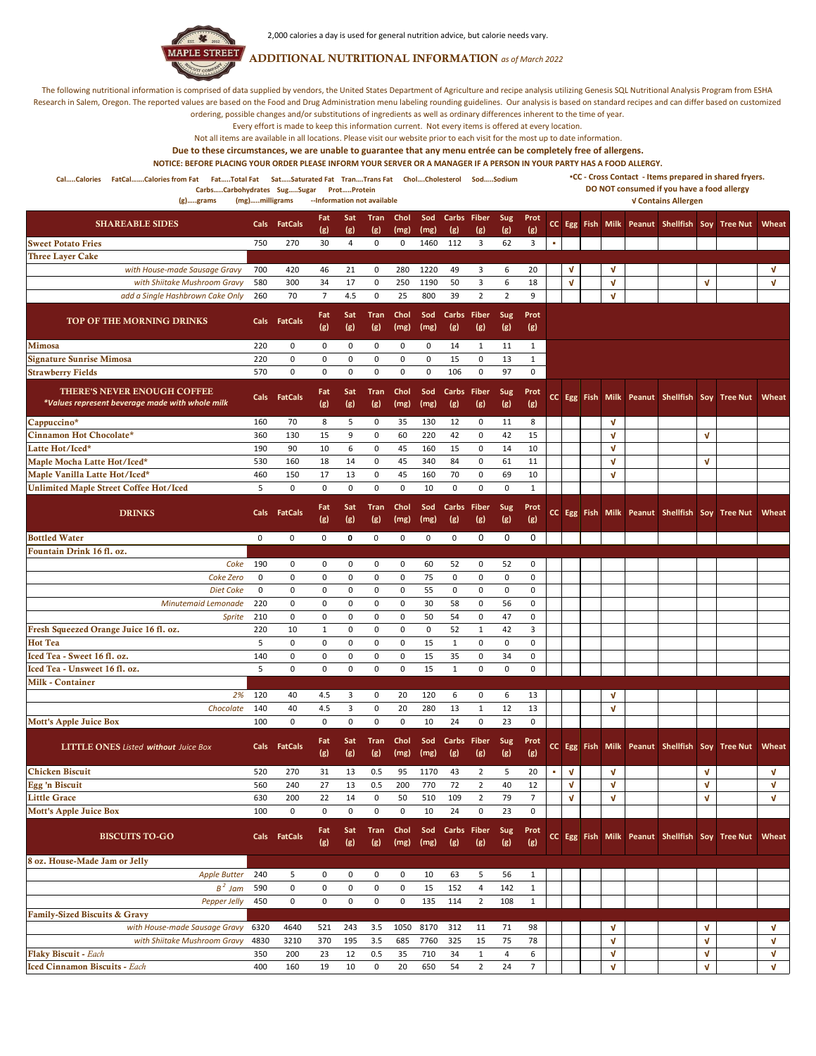2,000 calories a day is used for general nutrition advice, but calorie needs vary.

## ADDITIONAL NUTRITIONAL INFORMATION *as of March 2022*

The following nutritional information is comprised of data supplied by vendors, the United States Department of Agriculture and recipe analysis utilizing Genesis SQL Nutritional Analysis Program from ESHA Research in Salem, Oregon. The reported values are based on the Food and Drug Administration menu labeling rounding guidelines. Our analysis is based on standard recipes and can differ based on customized ordering, possible changes and/or substitutions of ingredients as well as ordinary differences inherent to the time of year.

Every effort is made to keep this information current. Not every items is offered at every location.

Not all items are available in all locations. Please visit our website prior to each visit for the most up to date information.

**Due to these circumstances, we are unable to guarantee that any menu entrée can be completely free of allergens.**

**NOTICE: BEFORE PLACING YOUR ORDER PLEASE INFORM YOUR SERVER OR A MANAGER IF A PERSON IN YOUR PARTY HAS A FOOD ALLERGY.**

Cal.....Calories FatCal.......Calories from Fat Fat.....Total Fat Sat.....Saturated Fat Tran....Trans Fat Chol....Cholesterol Sod.....Sodium Carbs.....Carbohydrates Sug.....Sugar Prot.....Protein (g).....grams (mg).....milligrams --Information not available

▪CC - Cross Contact - Items prepared in shared fryers. DO NOT consumed if you have a food allergy
√ Contains Allergen

| SHAREABLE SIDES | Cals | FatCals | Fat (g) | Sat (g) | Tran (g) | Chol (mg) | Sod (mg) | Carbs (g) | Fiber (g) | Sug (g) | Prot (g) | CC | Egg | Fish | Milk | Peanut | Shellfish | Soy | Tree Nut | Wheat |
|---|---|---|---|---|---|---|---|---|---|---|---|---|---|---|---|---|---|---|---|---|
| **Sweet Potato Fries** | 750 | 270 | 30 | 4 | 0 | 0 | 1460 | 112 | 3 | 62 | 3 | ▪ | | | | | | | | |
| **Three Layer Cake** | | | | | | | | | | | | | | | | | | | | |
| *with House-made Sausage Gravy* | 700 | 420 | 46 | 21 | 0 | 280 | 1220 | 49 | 3 | 6 | 20 | | √ | | √ | | | | | √ |
| *with Shiitake Mushroom Gravy* | 580 | 300 | 34 | 17 | 0 | 250 | 1190 | 50 | 3 | 6 | 18 | | √ | | √ | | | √ | | √ |
| *add a Single Hashbrown Cake Only* | 260 | 70 | 7 | 4.5 | 0 | 25 | 800 | 39 | 2 | 2 | 9 | | | | √ | | | | | |

| TOP OF THE MORNING DRINKS | Cals | FatCals | Fat (g) | Sat (g) | Tran (g) | Chol (mg) | Sod (mg) | Carbs (g) | Fiber (g) | Sug (g) | Prot (g) |
|---|---|---|---|---|---|---|---|---|---|---|---|
| **Mimosa** | 220 | 0 | 0 | 0 | 0 | 0 | 0 | 14 | 1 | 11 | 1 |
| **Signature Sunrise Mimosa** | 220 | 0 | 0 | 0 | 0 | 0 | 0 | 15 | 0 | 13 | 1 |
| **Strawberry Fields** | 570 | 0 | 0 | 0 | 0 | 0 | 0 | 106 | 0 | 97 | 0 |

| THERE'S NEVER ENOUGH COFFEE *\*Values represent beverage made with whole milk* | Cals | FatCals | Fat (g) | Sat (g) | Tran (g) | Chol (mg) | Sod (mg) | Carbs (g) | Fiber (g) | Sug (g) | Prot (g) | CC | Egg | Fish | Milk | Peanut | Shellfish | Soy | Tree Nut | Wheat |
|---|---|---|---|---|---|---|---|---|---|---|---|---|---|---|---|---|---|---|---|---|
| **Cappuccino*** | 160 | 70 | 8 | 5 | 0 | 35 | 130 | 12 | 0 | 11 | 8 | | | | √ | | | | | |
| **Cinnamon Hot Chocolate*** | 360 | 130 | 15 | 9 | 0 | 60 | 220 | 42 | 0 | 42 | 15 | | | | √ | | | √ | | |
| **Latte Hot/Iced*** | 190 | 90 | 10 | 6 | 0 | 45 | 160 | 15 | 0 | 14 | 10 | | | | √ | | | | | |
| **Maple Mocha Latte Hot/Iced*** | 530 | 160 | 18 | 14 | 0 | 45 | 340 | 84 | 0 | 61 | 11 | | | | √ | | | √ | | |
| **Maple Vanilla Latte Hot/Iced*** | 460 | 150 | 17 | 13 | 0 | 45 | 160 | 70 | 0 | 69 | 10 | | | | √ | | | | | |
| **Unlimited Maple Street Coffee Hot/Iced** | 5 | 0 | 0 | 0 | 0 | 0 | 10 | 0 | 0 | 0 | 1 | | | | | | | | | |

| DRINKS | Cals | FatCals | Fat (g) | Sat (g) | Tran (g) | Chol (mg) | Sod (mg) | Carbs (g) | Fiber (g) | Sug (g) | Prot (g) | CC | Egg | Fish | Milk | Peanut | Shellfish | Soy | Tree Nut | Wheat |
|---|---|---|---|---|---|---|---|---|---|---|---|---|---|---|---|---|---|---|---|---|
| **Bottled Water** | 0 | 0 | 0 | 0 | 0 | 0 | 0 | 0 | 0 | 0 | 0 | | | | | | | | | |
| **Fountain Drink 16 fl. oz.** | | | | | | | | | | | | | | | | | | | | |
| *Coke* | 190 | 0 | 0 | 0 | 0 | 0 | 60 | 52 | 0 | 52 | 0 | | | | | | | | | |
| *Coke Zero* | 0 | 0 | 0 | 0 | 0 | 0 | 75 | 0 | 0 | 0 | 0 | | | | | | | | | |
| *Diet Coke* | 0 | 0 | 0 | 0 | 0 | 0 | 55 | 0 | 0 | 0 | 0 | | | | | | | | | |
| *Minutemaid Lemonade* | 220 | 0 | 0 | 0 | 0 | 0 | 30 | 58 | 0 | 56 | 0 | | | | | | | | | |
| *Sprite* | 210 | 0 | 0 | 0 | 0 | 0 | 50 | 54 | 0 | 47 | 0 | | | | | | | | | |
| **Fresh Squeezed Orange Juice 16 fl. oz.** | 220 | 10 | 1 | 0 | 0 | 0 | 0 | 52 | 1 | 42 | 3 | | | | | | | | | |
| **Hot Tea** | 5 | 0 | 0 | 0 | 0 | 0 | 15 | 1 | 0 | 0 | 0 | | | | | | | | | |
| **Iced Tea - Sweet 16 fl. oz.** | 140 | 0 | 0 | 0 | 0 | 0 | 15 | 35 | 0 | 34 | 0 | | | | | | | | | |
| **Iced Tea - Unsweet 16 fl. oz.** | 5 | 0 | 0 | 0 | 0 | 0 | 15 | 1 | 0 | 0 | 0 | | | | | | | | | |
| **Milk - Container** | | | | | | | | | | | | | | | | | | | | |
| *2%* | 120 | 40 | 4.5 | 3 | 0 | 20 | 120 | 6 | 0 | 6 | 13 | | | | √ | | | | | |
| *Chocolate* | 140 | 40 | 4.5 | 3 | 0 | 20 | 280 | 13 | 1 | 12 | 13 | | | | √ | | | | | |
| **Mott's Apple Juice Box** | 100 | 0 | 0 | 0 | 0 | 0 | 10 | 24 | 0 | 23 | 0 | | | | | | | | | |

| LITTLE ONES *Listed **without** Juice Box* | Cals | FatCals | Fat (g) | Sat (g) | Tran (g) | Chol (mg) | Sod (mg) | Carbs (g) | Fiber (g) | Sug (g) | Prot (g) | CC | Egg | Fish | Milk | Peanut | Shellfish | Soy | Tree Nut | Wheat |
|---|---|---|---|---|---|---|---|---|---|---|---|---|---|---|---|---|---|---|---|---|
| **Chicken Biscuit** | 520 | 270 | 31 | 13 | 0.5 | 95 | 1170 | 43 | 2 | 5 | 20 | ▪ | √ | | √ | | | √ | | √ |
| **Egg 'n Biscuit** | 560 | 240 | 27 | 13 | 0.5 | 200 | 770 | 72 | 2 | 40 | 12 | | √ | | √ | | | √ | | √ |
| **Little Grace** | 630 | 200 | 22 | 14 | 0 | 50 | 510 | 109 | 2 | 79 | 7 | | √ | | √ | | | √ | | √ |
| **Mott's Apple Juice Box** | 100 | 0 | 0 | 0 | 0 | 0 | 10 | 24 | 0 | 23 | 0 | | | | | | | | | |

| BISCUITS TO-GO | Cals | FatCals | Fat (g) | Sat (g) | Tran (g) | Chol (mg) | Sod (mg) | Carbs (g) | Fiber (g) | Sug (g) | Prot (g) | CC | Egg | Fish | Milk | Peanut | Shellfish | Soy | Tree Nut | Wheat |
|---|---|---|---|---|---|---|---|---|---|---|---|---|---|---|---|---|---|---|---|---|
| **8 oz. House-Made Jam or Jelly** | | | | | | | | | | | | | | | | | | | | |
| *Apple Butter* | 240 | 5 | 0 | 0 | 0 | 0 | 10 | 63 | 5 | 56 | 1 | | | | | | | | | |
| *$B^2$ Jam* | 590 | 0 | 0 | 0 | 0 | 0 | 15 | 152 | 4 | 142 | 1 | | | | | | | | | |
| *Pepper Jelly* | 450 | 0 | 0 | 0 | 0 | 0 | 135 | 114 | 2 | 108 | 1 | | | | | | | | | |
| **Family-Sized Biscuits & Gravy** | | | | | | | | | | | | | | | | | | | | |
| *with House-made Sausage Gravy* | 6320 | 4640 | 521 | 243 | 3.5 | 1050 | 8170 | 312 | 11 | 71 | 98 | | | | √ | | | √ | | √ |
| *with Shiitake Mushroom Gravy* | 4830 | 3210 | 370 | 195 | 3.5 | 685 | 7760 | 325 | 15 | 75 | 78 | | | | √ | | | √ | | √ |
| **Flaky Biscuit** - *Each* | 350 | 200 | 23 | 12 | 0.5 | 35 | 710 | 34 | 1 | 4 | 6 | | | | √ | | | √ | | √ |
| **Iced Cinnamon Biscuits** - *Each* | 400 | 160 | 19 | 10 | 0 | 20 | 650 | 54 | 2 | 24 | 7 | | | | √ | | | √ | | √ |